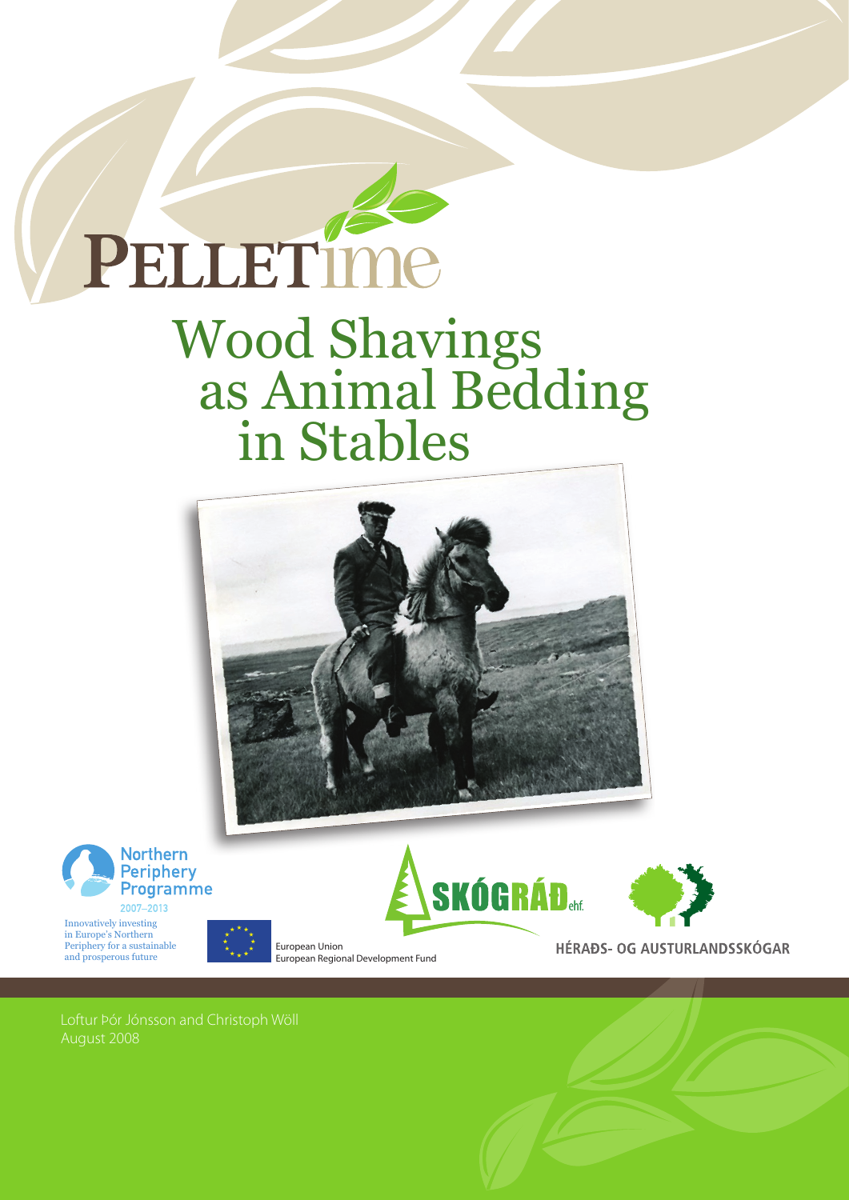# PELLETime

# Wood Shavings as Animal Bedding in Stables

Northern Periphery Programme 2007–2013

Innovatively investing in Europe's Northern Periphery for a sustainable and prosperous future

European Union
European Regional Development Fund

SKÓGRÁÐ ehf.

HÉRAÐS- OG AUSTURLANDSSKÓGAR

Loftur Þór Jónsson and Christoph Wöll
August 2008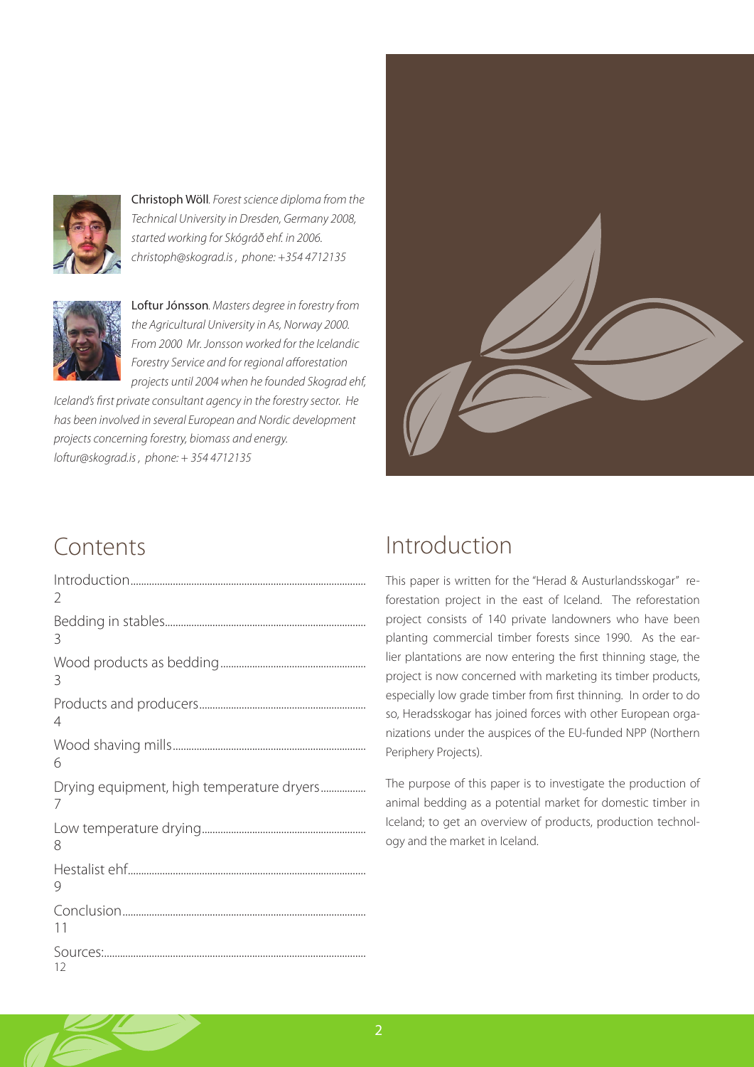**Christoph Wöll**. *Forest science diploma from the Technical University in Dresden, Germany 2008, started working for Skógráð ehf. in 2006. christoph@skograd.is , phone: +354 4712135*

**Loftur Jónsson**. *Masters degree in forestry from the Agricultural University in As, Norway 2000. From 2000 Mr. Jonsson worked for the Icelandic Forestry Service and for regional afforestation projects until 2004 when he founded Skograd ehf, Iceland's first private consultant agency in the forestry sector. He has been involved in several European and Nordic development projects concerning forestry, biomass and energy. loftur@skograd.is , phone: + 354 4712135*

## Contents

- Introduction .......... 2
- Bedding in stables .......... 3
- Wood products as bedding .......... 3
- Products and producers .......... 4
- Wood shaving mills .......... 6
- Drying equipment, high temperature dryers .......... 7
- Low temperature drying .......... 8
- Hestalist ehf .......... 9
- Conclusion .......... 11
- Sources: .......... 12

## Introduction

This paper is written for the "Herad & Austurlandsskogar" reforestation project in the east of Iceland. The reforestation project consists of 140 private landowners who have been planting commercial timber forests since 1990. As the earlier plantations are now entering the first thinning stage, the project is now concerned with marketing its timber products, especially low grade timber from first thinning. In order to do so, Heradsskogar has joined forces with other European organizations under the auspices of the EU-funded NPP (Northern Periphery Projects).

The purpose of this paper is to investigate the production of animal bedding as a potential market for domestic timber in Iceland; to get an overview of products, production technology and the market in Iceland.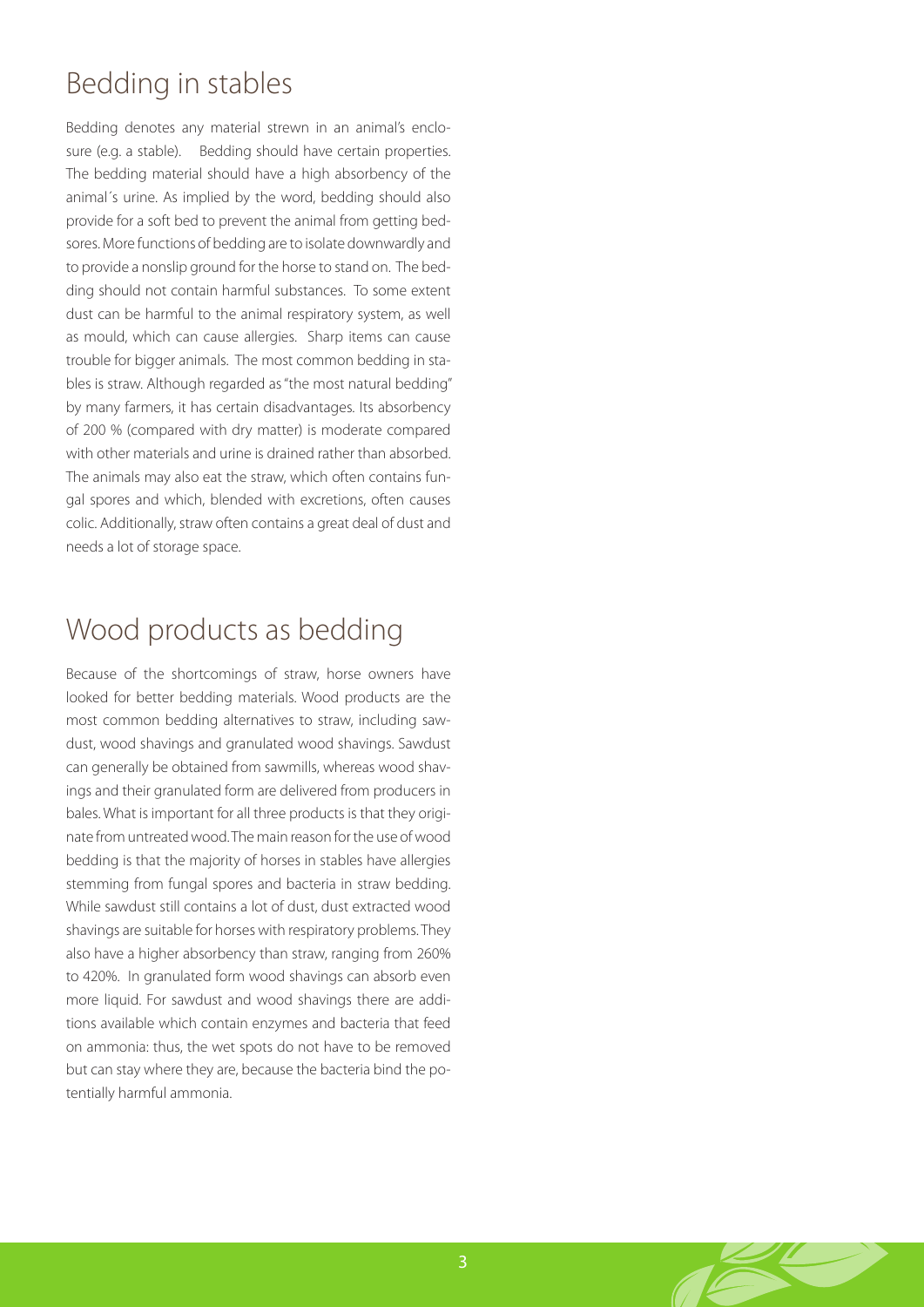## Bedding in stables

Bedding denotes any material strewn in an animal's enclosure (e.g. a stable). Bedding should have certain properties. The bedding material should have a high absorbency of the animal´s urine. As implied by the word, bedding should also provide for a soft bed to prevent the animal from getting bedsores. More functions of bedding are to isolate downwardly and to provide a nonslip ground for the horse to stand on. The bedding should not contain harmful substances. To some extent dust can be harmful to the animal respiratory system, as well as mould, which can cause allergies. Sharp items can cause trouble for bigger animals. The most common bedding in stables is straw. Although regarded as "the most natural bedding" by many farmers, it has certain disadvantages. Its absorbency of 200 % (compared with dry matter) is moderate compared with other materials and urine is drained rather than absorbed. The animals may also eat the straw, which often contains fungal spores and which, blended with excretions, often causes colic. Additionally, straw often contains a great deal of dust and needs a lot of storage space.

## Wood products as bedding

Because of the shortcomings of straw, horse owners have looked for better bedding materials. Wood products are the most common bedding alternatives to straw, including sawdust, wood shavings and granulated wood shavings. Sawdust can generally be obtained from sawmills, whereas wood shavings and their granulated form are delivered from producers in bales. What is important for all three products is that they originate from untreated wood. The main reason for the use of wood bedding is that the majority of horses in stables have allergies stemming from fungal spores and bacteria in straw bedding. While sawdust still contains a lot of dust, dust extracted wood shavings are suitable for horses with respiratory problems. They also have a higher absorbency than straw, ranging from 260% to 420%. In granulated form wood shavings can absorb even more liquid. For sawdust and wood shavings there are additions available which contain enzymes and bacteria that feed on ammonia: thus, the wet spots do not have to be removed but can stay where they are, because the bacteria bind the potentially harmful ammonia.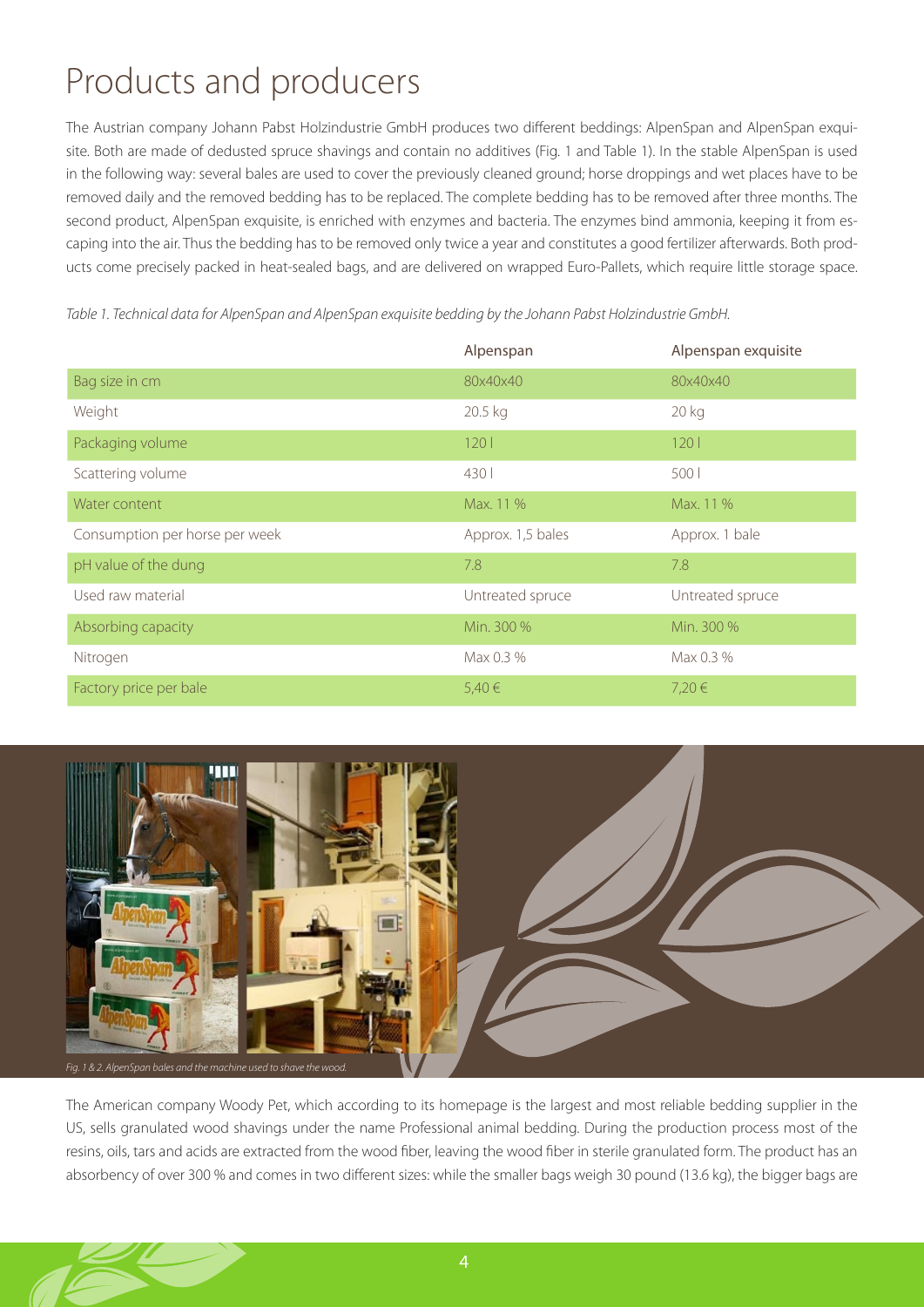# Products and producers

The Austrian company Johann Pabst Holzindustrie GmbH produces two different beddings: AlpenSpan and AlpenSpan exquisite. Both are made of dedusted spruce shavings and contain no additives (Fig. 1 and Table 1). In the stable AlpenSpan is used in the following way: several bales are used to cover the previously cleaned ground; horse droppings and wet places have to be removed daily and the removed bedding has to be replaced. The complete bedding has to be removed after three months. The second product, AlpenSpan exquisite, is enriched with enzymes and bacteria. The enzymes bind ammonia, keeping it from escaping into the air. Thus the bedding has to be removed only twice a year and constitutes a good fertilizer afterwards. Both products come precisely packed in heat-sealed bags, and are delivered on wrapped Euro-Pallets, which require little storage space.

*Table 1. Technical data for AlpenSpan and AlpenSpan exquisite bedding by the Johann Pabst Holzindustrie GmbH.*

| | Alpenspan | Alpenspan exquisite |
|---|---|---|
| Bag size in cm | 80x40x40 | 80x40x40 |
| Weight | 20.5 kg | 20 kg |
| Packaging volume | 120 l | 120 l |
| Scattering volume | 430 l | 500 l |
| Water content | Max. 11 % | Max. 11 % |
| Consumption per horse per week | Approx. 1,5 bales | Approx. 1 bale |
| pH value of the dung | 7.8 | 7.8 |
| Used raw material | Untreated spruce | Untreated spruce |
| Absorbing capacity | Min. 300 % | Min. 300 % |
| Nitrogen | Max 0.3 % | Max 0.3 % |
| Factory price per bale | 5,40 € | 7,20 € |

*Fig. 1 & 2. AlpenSpan bales and the machine used to shave the wood.*

The American company Woody Pet, which according to its homepage is the largest and most reliable bedding supplier in the US, sells granulated wood shavings under the name Professional animal bedding. During the production process most of the resins, oils, tars and acids are extracted from the wood fiber, leaving the wood fiber in sterile granulated form. The product has an absorbency of over 300 % and comes in two different sizes: while the smaller bags weigh 30 pound (13.6 kg), the bigger bags are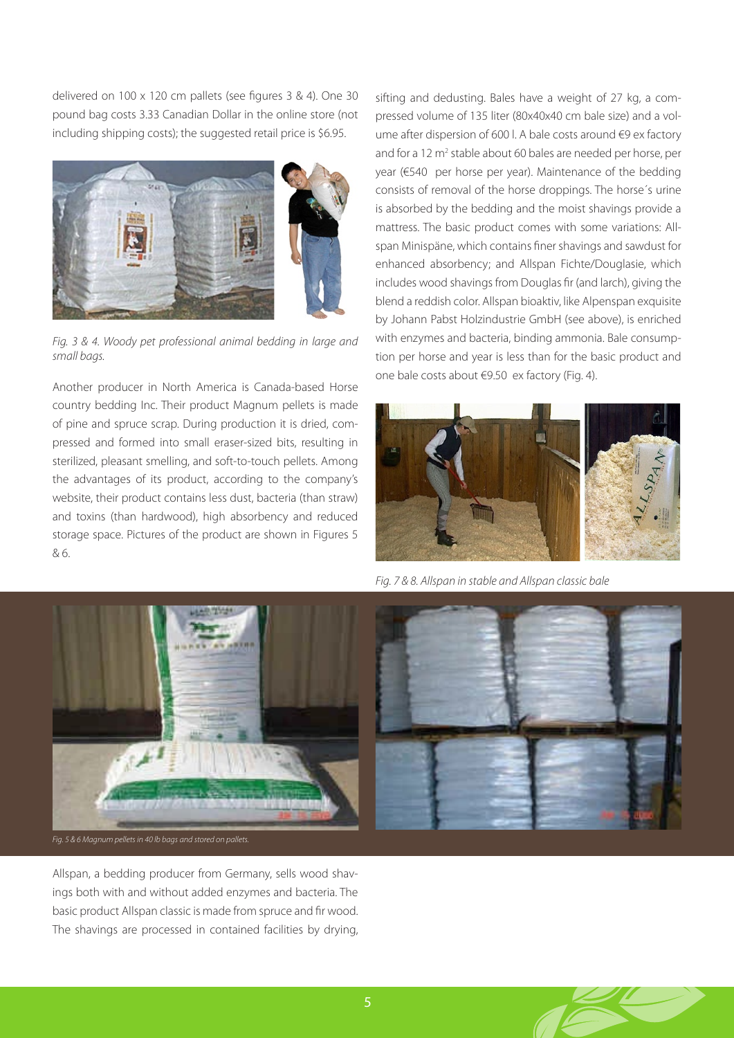delivered on 100 x 120 cm pallets (see figures 3 & 4). One 30 pound bag costs 3.33 Canadian Dollar in the online store (not including shipping costs); the suggested retail price is $6.95.

*Fig. 3 & 4. Woody pet professional animal bedding in large and small bags.*

Another producer in North America is Canada-based Horse country bedding Inc. Their product Magnum pellets is made of pine and spruce scrap. During production it is dried, compressed and formed into small eraser-sized bits, resulting in sterilized, pleasant smelling, and soft-to-touch pellets. Among the advantages of its product, according to the company's website, their product contains less dust, bacteria (than straw) and toxins (than hardwood), high absorbency and reduced storage space. Pictures of the product are shown in Figures 5 & 6.

*Fig. 5 & 6 Magnum pellets in 40 lb bags and stored on pallets.*

Allspan, a bedding producer from Germany, sells wood shavings both with and without added enzymes and bacteria. The basic product Allspan classic is made from spruce and fir wood. The shavings are processed in contained facilities by drying, sifting and dedusting. Bales have a weight of 27 kg, a compressed volume of 135 liter (80x40x40 cm bale size) and a volume after dispersion of 600 l. A bale costs around €9 ex factory and for a 12 m$^2$ stable about 60 bales are needed per horse, per year (€540 per horse per year). Maintenance of the bedding consists of removal of the horse droppings. The horse´s urine is absorbed by the bedding and the moist shavings provide a mattress. The basic product comes with some variations: Allspan Minispäne, which contains finer shavings and sawdust for enhanced absorbency; and Allspan Fichte/Douglasie, which includes wood shavings from Douglas fir (and larch), giving the blend a reddish color. Allspan bioaktiv, like Alpenspan exquisite by Johann Pabst Holzindustrie GmbH (see above), is enriched with enzymes and bacteria, binding ammonia. Bale consumption per horse and year is less than for the basic product and one bale costs about €9.50 ex factory (Fig. 4).

*Fig. 7 & 8. Allspan in stable and Allspan classic bale*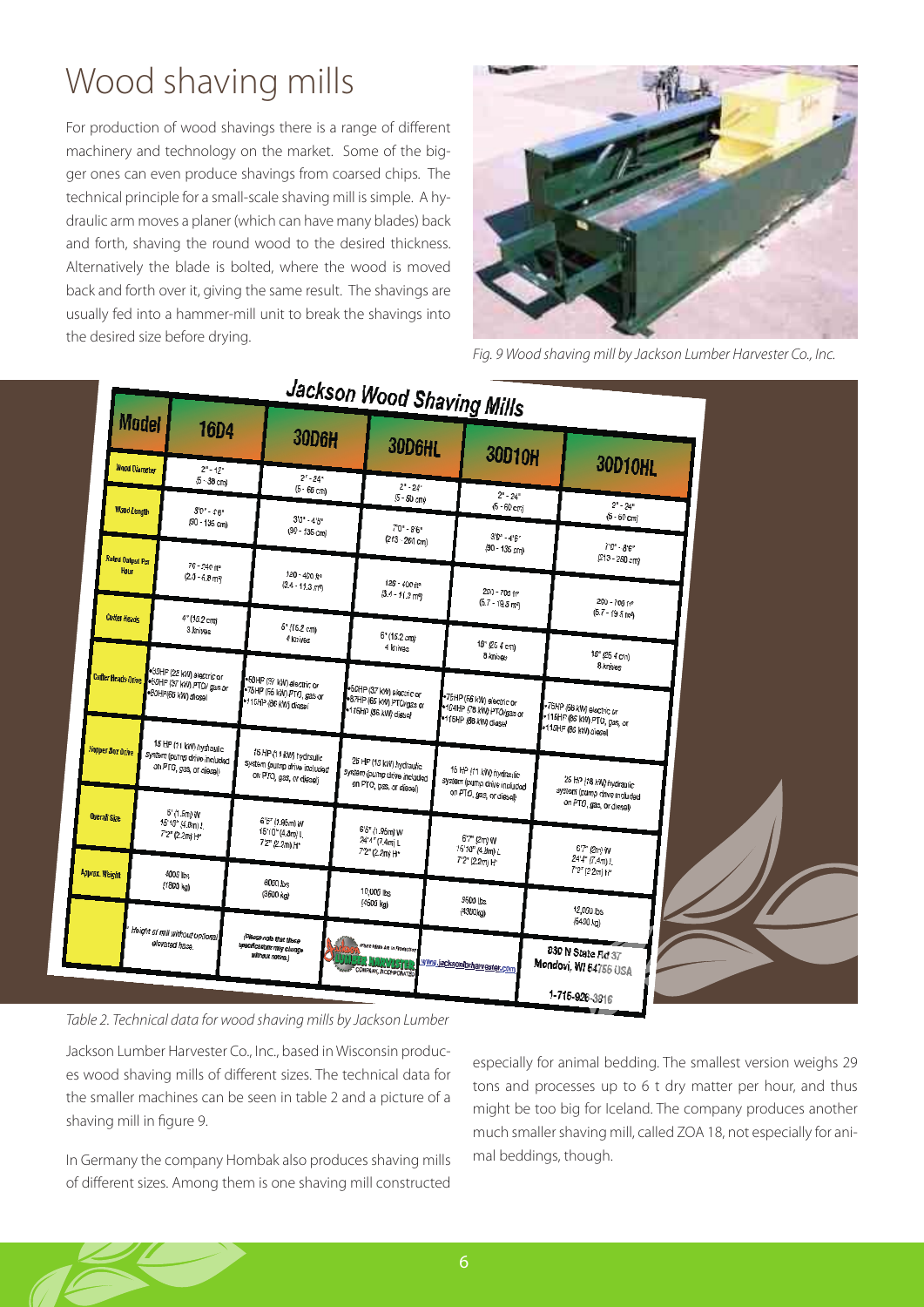# Wood shaving mills

For production of wood shavings there is a range of different machinery and technology on the market. Some of the bigger ones can even produce shavings from coarsed chips. The technical principle for a small-scale shaving mill is simple. A hydraulic arm moves a planer (which can have many blades) back and forth, shaving the round wood to the desired thickness. Alternatively the blade is bolted, where the wood is moved back and forth over it, giving the same result. The shavings are usually fed into a hammer-mill unit to break the shavings into the desired size before drying.

*Fig. 9 Wood shaving mill by Jackson Lumber Harvester Co., Inc.*

**Jackson Wood Shaving Mills**

| Model | 16D4 | 30D6H | 30D6HL | 30D10H | 30D10HL |
|---|---|---|---|---|---|
| Wood Diameter | 2" - 12" (5 - 30 cm) | 2" - 24" (5 - 60 cm) | 2" - 24" (5 - 60 cm) | 2" - 24" (5 - 60 cm) | 2" - 24" (5 - 60 cm) |
| Wood Length | 3'0" - 4'6" (90 - 135 cm) | 3'0" - 4'6" (90 - 135 cm) | 7'0" - 8'6" (213 - 260 cm) | 3'0" - 4'6" (90 - 135 cm) | 7'0" - 8'6" (213 - 260 cm) |
| Rated Output Per Hour | 70 - 240 ft³ (2.0 - 6.8 m³) | 120 - 400 ft³ (3.4 - 11.3 m³) | 120 - 400 ft³ (3.4 - 11.3 m³) | 200 - 700 ft³ (5.7 - 19.8 m³) | 200 - 700 ft³ (5.7 - 19.8 m³) |
| Cutter Heads | 4" (10.2 cm) 3 knives | 6" (15.2 cm) 4 knives | 6" (15.2 cm) 4 knives | 10" (25.4 cm) 8 knives | 10" (25.4 cm) 8 knives |
| Cutter Heads Drive | •30HP (22 kW) electric or •50HP (37 kW) PTO/ gas or •80HP(60 kW) diesel | •50HP (37 kW) electric or •75HP (56 kW) PTO, gas or •115HP (86 kW) diesel | •50HP (37 kW) electric or •87HP (65 kW) PTO/gas or •115HP (86 kW) diesel | •75HP (56 kW) electric or •104HP (78 kW) PTO/gas or •115HP (86 kW) diesel | •75HP (56 kW) electric or •115HP (86 kW) PTO, gas, or •115HP (86 kW) diesel |
| Hopper Box Drive | 15 HP (11 kW) hydraulic system (pump drive included on PTO, gas, or diesel) | 15 HP (11 kW) hydraulic system (pump drive included on PTO, gas, or diesel) | 25 HP (18 kW) hydraulic system (pump drive included on PTO, gas, or diesel) | 15 HP (11 kW) hydraulic system (pump drive included on PTO, gas, or diesel) | 25 HP (18 kW) hydraulic system (pump drive included on PTO, gas, or diesel) |
| Overall Size | 5' (1.5m) W 15'10" (4.8m) L 7'2" (2.2m) H* | 6'5" (1.95m) W 15'10" (4.8m) L 7'2" (2.2m) H* | 6'5" (1.95m) W 24'4" (7.4m) L 7'2" (2.2m) H* | 6'7" (2m) W 15'10" (4.8m) L 7'2" (2.2m) H* | 6'7" (2m) W 24'4" (7.4m) L 7'2" (2.2m) H* |
| Approx. Weight | 4000 lbs (1800 kg) | 8000 lbs (3600 kg) | 10,000 lbs (4500 kg) | 9500 lbs (4300kg) | 12,000 lbs (5400 kg) |
| | *Height of mill without optional elevated base. | (Please note that these specifications may change without notice.) | Jackson Lumber Harvester Company, Incorporated | www.jacksonlbrharvester.com | 830 N State Rd 37 Mondovi, WI 54755 USA 1-715-926-3816 |

*Table 2. Technical data for wood shaving mills by Jackson Lumber*

Jackson Lumber Harvester Co., Inc., based in Wisconsin produces wood shaving mills of different sizes. The technical data for the smaller machines can be seen in table 2 and a picture of a shaving mill in figure 9.

In Germany the company Hombak also produces shaving mills of different sizes. Among them is one shaving mill constructed especially for animal bedding. The smallest version weighs 29 tons and processes up to 6 t dry matter per hour, and thus might be too big for Iceland. The company produces another much smaller shaving mill, called ZOA 18, not especially for animal beddings, though.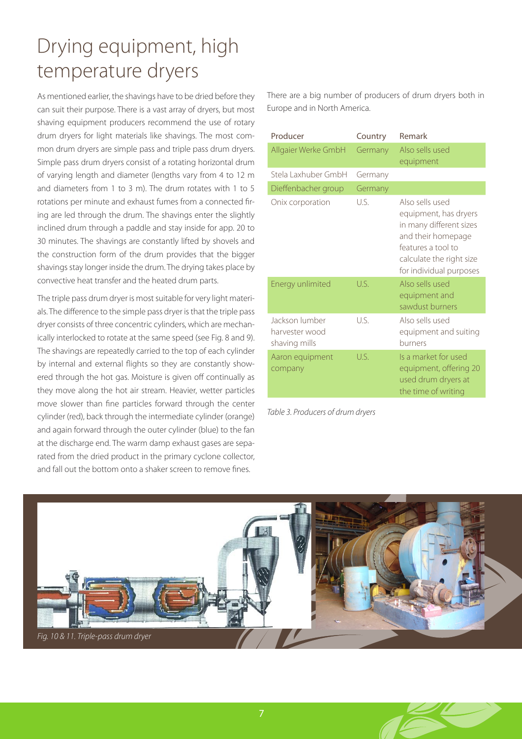# Drying equipment, high temperature dryers

As mentioned earlier, the shavings have to be dried before they can suit their purpose. There is a vast array of dryers, but most shaving equipment producers recommend the use of rotary drum dryers for light materials like shavings. The most common drum dryers are simple pass and triple pass drum dryers. Simple pass drum dryers consist of a rotating horizontal drum of varying length and diameter (lengths vary from 4 to 12 m and diameters from 1 to 3 m). The drum rotates with 1 to 5 rotations per minute and exhaust fumes from a connected firing are led through the drum. The shavings enter the slightly inclined drum through a paddle and stay inside for app. 20 to 30 minutes. The shavings are constantly lifted by shovels and the construction form of the drum provides that the bigger shavings stay longer inside the drum. The drying takes place by convective heat transfer and the heated drum parts.

The triple pass drum dryer is most suitable for very light materials. The difference to the simple pass dryer is that the triple pass dryer consists of three concentric cylinders, which are mechanically interlocked to rotate at the same speed (see Fig. 8 and 9). The shavings are repeatedly carried to the top of each cylinder by internal and external flights so they are constantly showered through the hot gas. Moisture is given off continually as they move along the hot air stream. Heavier, wetter particles move slower than fine particles forward through the center cylinder (red), back through the intermediate cylinder (orange) and again forward through the outer cylinder (blue) to the fan at the discharge end. The warm damp exhaust gases are separated from the dried product in the primary cyclone collector, and fall out the bottom onto a shaker screen to remove fines.

There are a big number of producers of drum dryers both in Europe and in North America.

| Producer | Country | Remark |
|---|---|---|
| Allgaier Werke GmbH | Germany | Also sells used equipment |
| Stela Laxhuber GmbH | Germany | |
| Dieffenbacher group | Germany | |
| Onix corporation | U.S. | Also sells used equipment, has dryers in many different sizes and their homepage features a tool to calculate the right size for individual purposes |
| Energy unlimited | U.S. | Also sells used equipment and sawdust burners |
| Jackson lumber harvester wood shaving mills | U.S. | Also sells used equipment and suiting burners |
| Aaron equipment company | U.S. | Is a market for used equipment, offering 20 used drum dryers at the time of writing |

*Table 3. Producers of drum dryers*

*Fig. 10 & 11. Triple-pass drum dryer*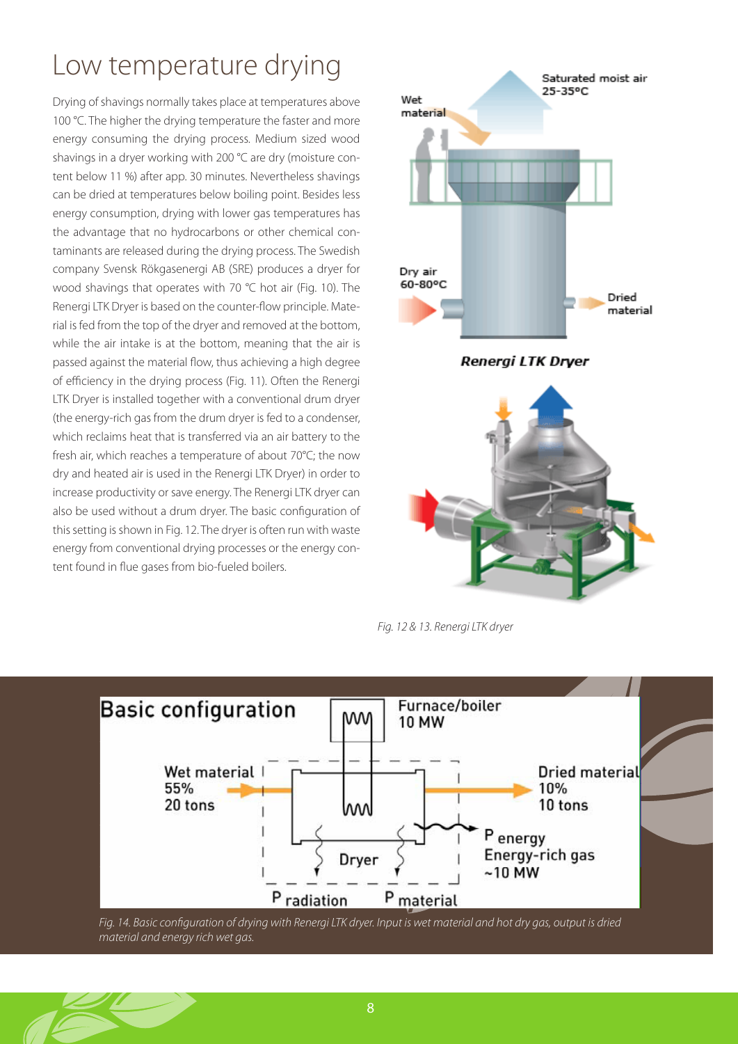# Low temperature drying

Drying of shavings normally takes place at temperatures above 100 °C. The higher the drying temperature the faster and more energy consuming the drying process. Medium sized wood shavings in a dryer working with 200 °C are dry (moisture content below 11 %) after app. 30 minutes. Nevertheless shavings can be dried at temperatures below boiling point. Besides less energy consumption, drying with lower gas temperatures has the advantage that no hydrocarbons or other chemical contaminants are released during the drying process. The Swedish company Svensk Rökgasenergi AB (SRE) produces a dryer for wood shavings that operates with 70 °C hot air (Fig. 10). The Renergi LTK Dryer is based on the counter-flow principle. Material is fed from the top of the dryer and removed at the bottom, while the air intake is at the bottom, meaning that the air is passed against the material flow, thus achieving a high degree of efficiency in the drying process (Fig. 11). Often the Renergi LTK Dryer is installed together with a conventional drum dryer (the energy-rich gas from the drum dryer is fed to a condenser, which reclaims heat that is transferred via an air battery to the fresh air, which reaches a temperature of about 70°C; the now dry and heated air is used in the Renergi LTK Dryer) in order to increase productivity or save energy. The Renergi LTK dryer can also be used without a drum dryer. The basic configuration of this setting is shown in Fig. 12. The dryer is often run with waste energy from conventional drying processes or the energy content found in flue gases from bio-fueled boilers.

Saturated moist air 25-35°C

Wet material

Dry air 60-80°C

Dried material

**Renergi LTK Dryer**

*Fig. 12 & 13. Renergi LTK dryer*

Basic configuration

Furnace/boiler 10 MW

Wet material 55% 20 tons

Dried material 10% 10 tons

Dryer

P energy Energy-rich gas ~10 MW

P radiation

P material

*Fig. 14. Basic configuration of drying with Renergi LTK dryer. Input is wet material and hot dry gas, output is dried material and energy rich wet gas.*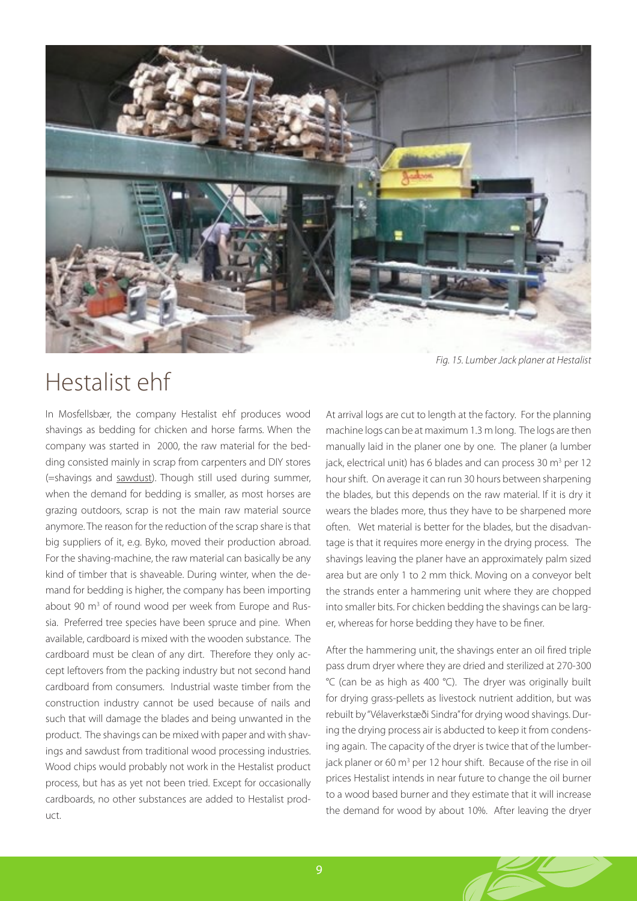*Fig. 15. Lumber Jack planer at Hestalist*

# Hestalist ehf

In Mosfellsbær, the company Hestalist ehf produces wood shavings as bedding for chicken and horse farms. When the company was started in 2000, the raw material for the bedding consisted mainly in scrap from carpenters and DIY stores (=shavings and sawdust). Though still used during summer, when the demand for bedding is smaller, as most horses are grazing outdoors, scrap is not the main raw material source anymore. The reason for the reduction of the scrap share is that big suppliers of it, e.g. Byko, moved their production abroad. For the shaving-machine, the raw material can basically be any kind of timber that is shaveable. During winter, when the demand for bedding is higher, the company has been importing about 90 m$^3$ of round wood per week from Europe and Russia. Preferred tree species have been spruce and pine. When available, cardboard is mixed with the wooden substance. The cardboard must be clean of any dirt. Therefore they only accept leftovers from the packing industry but not second hand cardboard from consumers. Industrial waste timber from the construction industry cannot be used because of nails and such that will damage the blades and being unwanted in the product. The shavings can be mixed with paper and with shavings and sawdust from traditional wood processing industries. Wood chips would probably not work in the Hestalist product process, but has as yet not been tried. Except for occasionally cardboards, no other substances are added to Hestalist product.

At arrival logs are cut to length at the factory. For the planning machine logs can be at maximum 1.3 m long. The logs are then manually laid in the planer one by one. The planer (a lumber jack, electrical unit) has 6 blades and can process 30 m$^3$ per 12 hour shift. On average it can run 30 hours between sharpening the blades, but this depends on the raw material. If it is dry it wears the blades more, thus they have to be sharpened more often. Wet material is better for the blades, but the disadvantage is that it requires more energy in the drying process. The shavings leaving the planer have an approximately palm sized area but are only 1 to 2 mm thick. Moving on a conveyor belt the strands enter a hammering unit where they are chopped into smaller bits. For chicken bedding the shavings can be larger, whereas for horse bedding they have to be finer.

After the hammering unit, the shavings enter an oil fired triple pass drum dryer where they are dried and sterilized at 270-300 °C (can be as high as 400 °C). The dryer was originally built for drying grass-pellets as livestock nutrient addition, but was rebuilt by "Vélaverkstæði Sindra" for drying wood shavings. During the drying process air is abducted to keep it from condensing again. The capacity of the dryer is twice that of the lumberjack planer or 60 m$^3$ per 12 hour shift. Because of the rise in oil prices Hestalist intends in near future to change the oil burner to a wood based burner and they estimate that it will increase the demand for wood by about 10%. After leaving the dryer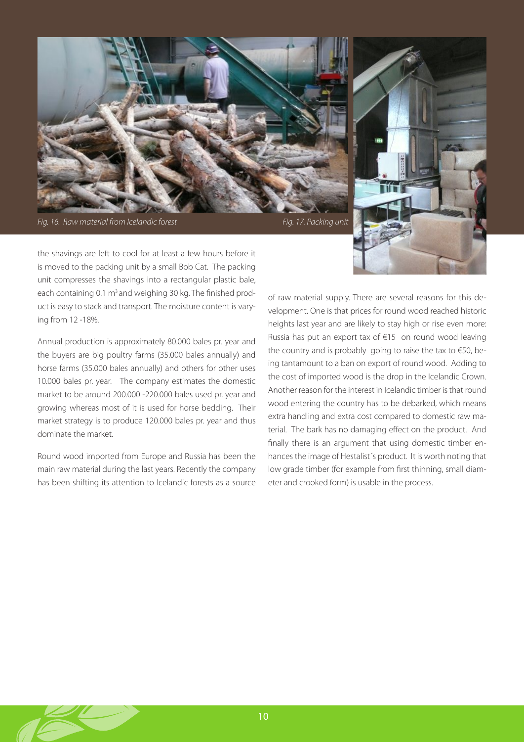*Fig. 16. Raw material from Icelandic forest*

*Fig. 17. Packing unit*

the shavings are left to cool for at least a few hours before it is moved to the packing unit by a small Bob Cat. The packing unit compresses the shavings into a rectangular plastic bale, each containing 0.1 m³ and weighing 30 kg. The finished product is easy to stack and transport. The moisture content is varying from 12 -18%.

Annual production is approximately 80.000 bales pr. year and the buyers are big poultry farms (35.000 bales annually) and horse farms (35.000 bales annually) and others for other uses 10.000 bales pr. year. The company estimates the domestic market to be around 200.000 -220.000 bales used pr. year and growing whereas most of it is used for horse bedding. Their market strategy is to produce 120.000 bales pr. year and thus dominate the market.

Round wood imported from Europe and Russia has been the main raw material during the last years. Recently the company has been shifting its attention to Icelandic forests as a source of raw material supply. There are several reasons for this development. One is that prices for round wood reached historic heights last year and are likely to stay high or rise even more: Russia has put an export tax of €15 on round wood leaving the country and is probably going to raise the tax to €50, being tantamount to a ban on export of round wood. Adding to the cost of imported wood is the drop in the Icelandic Crown. Another reason for the interest in Icelandic timber is that round wood entering the country has to be debarked, which means extra handling and extra cost compared to domestic raw material. The bark has no damaging effect on the product. And finally there is an argument that using domestic timber enhances the image of Hestalist´s product. It is worth noting that low grade timber (for example from first thinning, small diameter and crooked form) is usable in the process.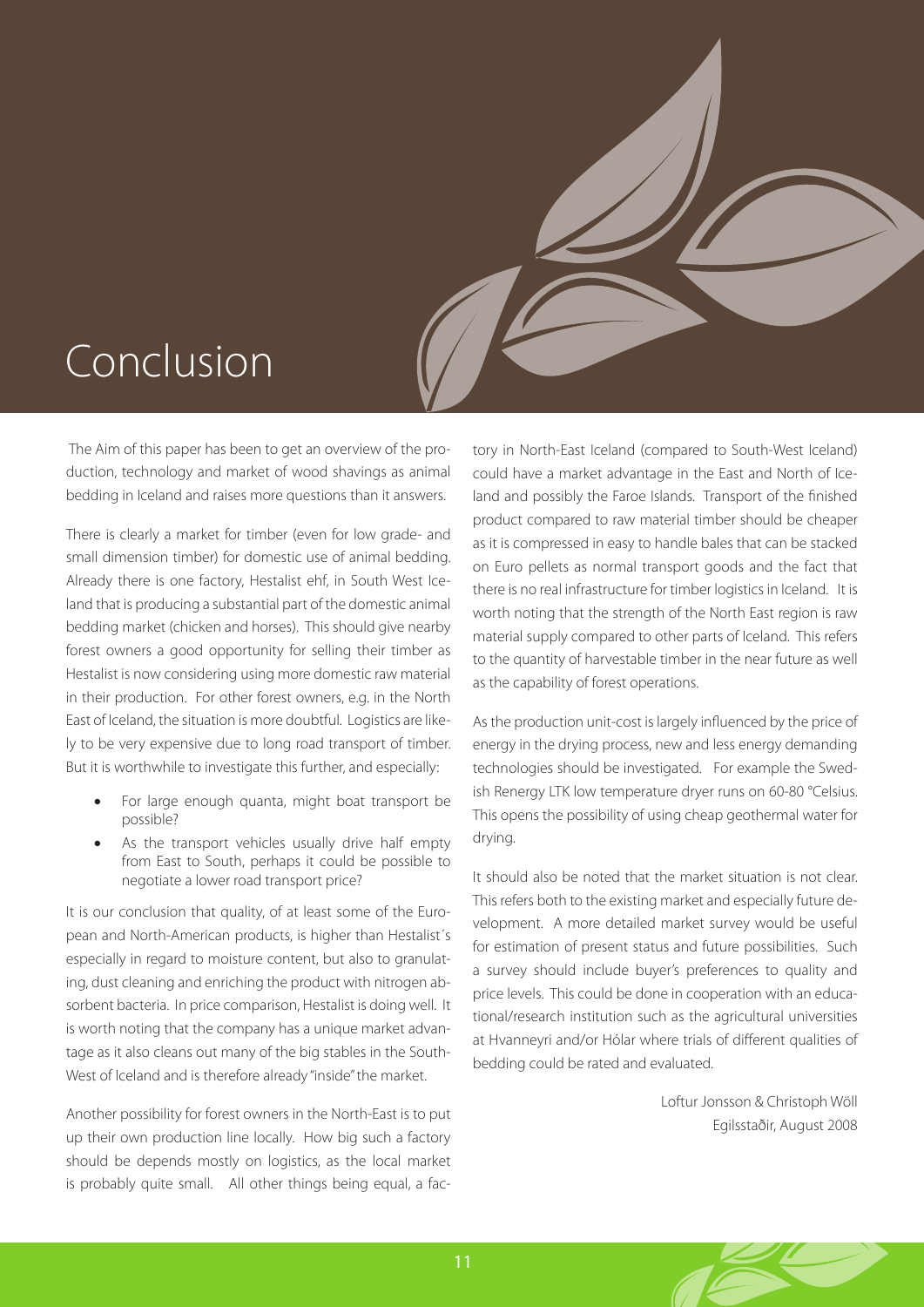# Conclusion

The Aim of this paper has been to get an overview of the production, technology and market of wood shavings as animal bedding in Iceland and raises more questions than it answers.

There is clearly a market for timber (even for low grade- and small dimension timber) for domestic use of animal bedding. Already there is one factory, Hestalist ehf, in South West Iceland that is producing a substantial part of the domestic animal bedding market (chicken and horses). This should give nearby forest owners a good opportunity for selling their timber as Hestalist is now considering using more domestic raw material in their production. For other forest owners, e.g. in the North East of Iceland, the situation is more doubtful. Logistics are likely to be very expensive due to long road transport of timber. But it is worthwhile to investigate this further, and especially:

- For large enough quanta, might boat transport be possible?
- As the transport vehicles usually drive half empty from East to South, perhaps it could be possible to negotiate a lower road transport price?

It is our conclusion that quality, of at least some of the European and North-American products, is higher than Hestalist´s especially in regard to moisture content, but also to granulating, dust cleaning and enriching the product with nitrogen absorbent bacteria. In price comparison, Hestalist is doing well. It is worth noting that the company has a unique market advantage as it also cleans out many of the big stables in the South-West of Iceland and is therefore already "inside" the market.

Another possibility for forest owners in the North-East is to put up their own production line locally. How big such a factory should be depends mostly on logistics, as the local market is probably quite small. All other things being equal, a factory in North-East Iceland (compared to South-West Iceland) could have a market advantage in the East and North of Iceland and possibly the Faroe Islands. Transport of the finished product compared to raw material timber should be cheaper as it is compressed in easy to handle bales that can be stacked on Euro pellets as normal transport goods and the fact that there is no real infrastructure for timber logistics in Iceland. It is worth noting that the strength of the North East region is raw material supply compared to other parts of Iceland. This refers to the quantity of harvestable timber in the near future as well as the capability of forest operations.

As the production unit-cost is largely influenced by the price of energy in the drying process, new and less energy demanding technologies should be investigated. For example the Swedish Renergy LTK low temperature dryer runs on 60-80 °Celsius. This opens the possibility of using cheap geothermal water for drying.

It should also be noted that the market situation is not clear. This refers both to the existing market and especially future development. A more detailed market survey would be useful for estimation of present status and future possibilities. Such a survey should include buyer's preferences to quality and price levels. This could be done in cooperation with an educational/research institution such as the agricultural universities at Hvanneyri and/or Hólar where trials of different qualities of bedding could be rated and evaluated.

Loftur Jonsson & Christoph Wöll
Egilsstaðir, August 2008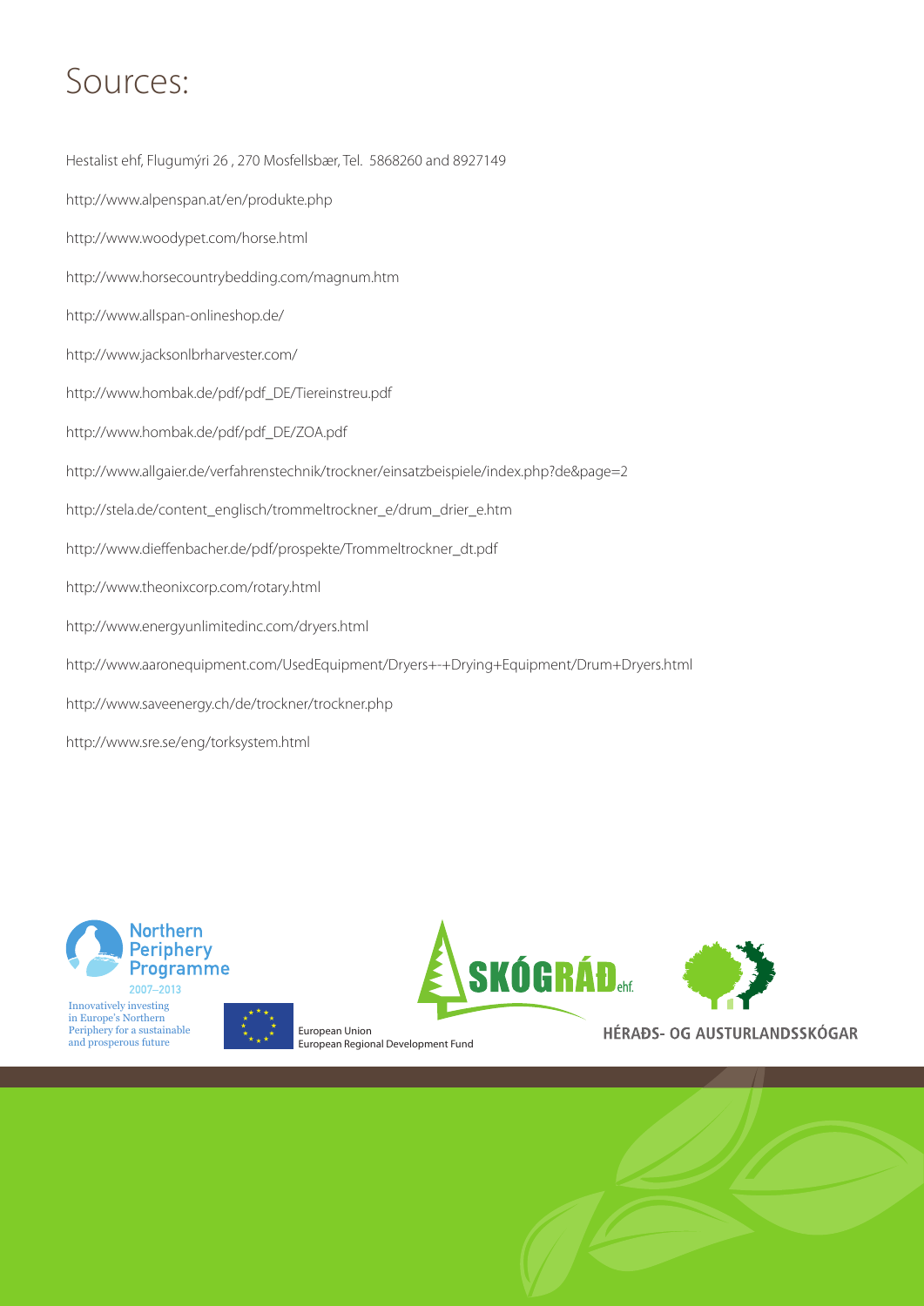# Sources:

Hestalist ehf, Flugumýri 26 , 270 Mosfellsbær, Tel. 5868260 and 8927149

http://www.alpenspan.at/en/produkte.php

http://www.woodypet.com/horse.html

http://www.horsecountrybedding.com/magnum.htm

http://www.allspan-onlineshop.de/

http://www.jacksonlbrharvester.com/

http://www.hombak.de/pdf/pdf_DE/Tiereinstreu.pdf

http://www.hombak.de/pdf/pdf_DE/ZOA.pdf

http://www.allgaier.de/verfahrenstechnik/trockner/einsatzbeispiele/index.php?de&page=2

http://stela.de/content_englisch/trommeltrockner_e/drum_drier_e.htm

http://www.dieffenbacher.de/pdf/prospekte/Trommeltrockner_dt.pdf

http://www.theonixcorp.com/rotary.html

http://www.energyunlimitedinc.com/dryers.html

http://www.aaronequipment.com/UsedEquipment/Dryers+-+Drying+Equipment/Drum+Dryers.html

http://www.saveenergy.ch/de/trockner/trockner.php

http://www.sre.se/eng/torksystem.html

Northern Periphery Programme 2007–2013

Innovatively investing in Europe's Northern Periphery for a sustainable and prosperous future

European Union
European Regional Development Fund

SKÓGRÁÐ ehf.

HÉRAÐS- OG AUSTURLANDSSKÓGAR